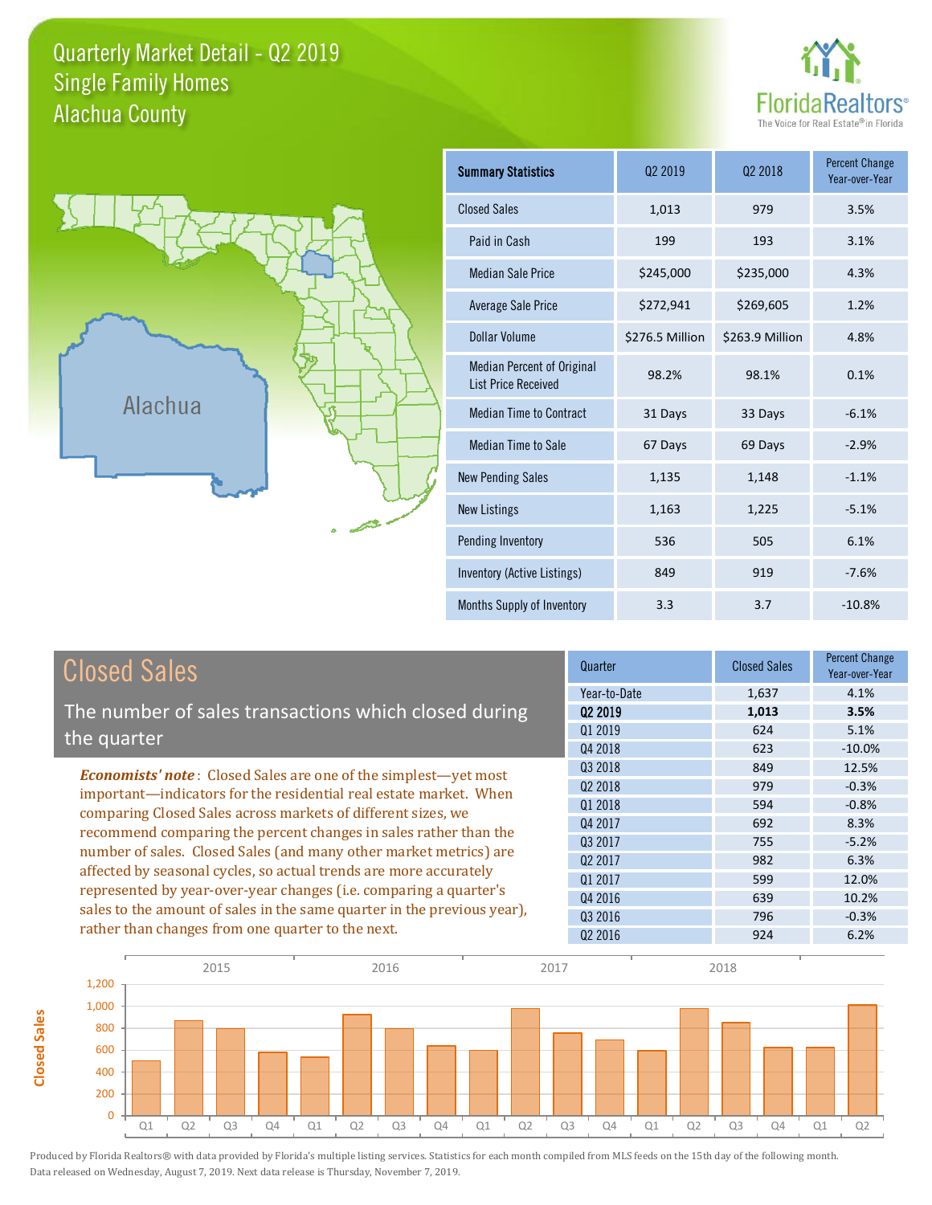# Quarterly Market Detail - Q2 2019
## Single Family Homes
## Alachua County

FloridaRealtors®
The Voice for Real Estate® in Florida

| Summary Statistics | Q2 2019 | Q2 2018 | Percent Change Year-over-Year |
|---|---|---|---|
| Closed Sales | 1,013 | 979 | 3.5% |
| Paid in Cash | 199 | 193 | 3.1% |
| Median Sale Price | $245,000 | $235,000 | 4.3% |
| Average Sale Price | $272,941 | $269,605 | 1.2% |
| Dollar Volume | $276.5 Million | $263.9 Million | 4.8% |
| Median Percent of Original List Price Received | 98.2% | 98.1% | 0.1% |
| Median Time to Contract | 31 Days | 33 Days | -6.1% |
| Median Time to Sale | 67 Days | 69 Days | -2.9% |
| New Pending Sales | 1,135 | 1,148 | -1.1% |
| New Listings | 1,163 | 1,225 | -5.1% |
| Pending Inventory | 536 | 505 | 6.1% |
| Inventory (Active Listings) | 849 | 919 | -7.6% |
| Months Supply of Inventory | 3.3 | 3.7 | -10.8% |

## Closed Sales

The number of sales transactions which closed during the quarter

***Economists' note***: Closed Sales are one of the simplest—yet most important—indicators for the residential real estate market. When comparing Closed Sales across markets of different sizes, we recommend comparing the percent changes in sales rather than the number of sales. Closed Sales (and many other market metrics) are affected by seasonal cycles, so actual trends are more accurately represented by year-over-year changes (i.e. comparing a quarter's sales to the amount of sales in the same quarter in the previous year), rather than changes from one quarter to the next.

| Quarter | Closed Sales | Percent Change Year-over-Year |
|---|---|---|
| Year-to-Date | 1,637 | 4.1% |
| **Q2 2019** | **1,013** | **3.5%** |
| Q1 2019 | 624 | 5.1% |
| Q4 2018 | 623 | -10.0% |
| Q3 2018 | 849 | 12.5% |
| Q2 2018 | 979 | -0.3% |
| Q1 2018 | 594 | -0.8% |
| Q4 2017 | 692 | 8.3% |
| Q3 2017 | 755 | -5.2% |
| Q2 2017 | 982 | 6.3% |
| Q1 2017 | 599 | 12.0% |
| Q4 2016 | 639 | 10.2% |
| Q3 2016 | 796 | -0.3% |
| Q2 2016 | 924 | 6.2% |

Produced by Florida Realtors® with data provided by Florida's multiple listing services. Statistics for each month compiled from MLS feeds on the 15th day of the following month. Data released on Wednesday, August 7, 2019. Next data release is Thursday, November 7, 2019.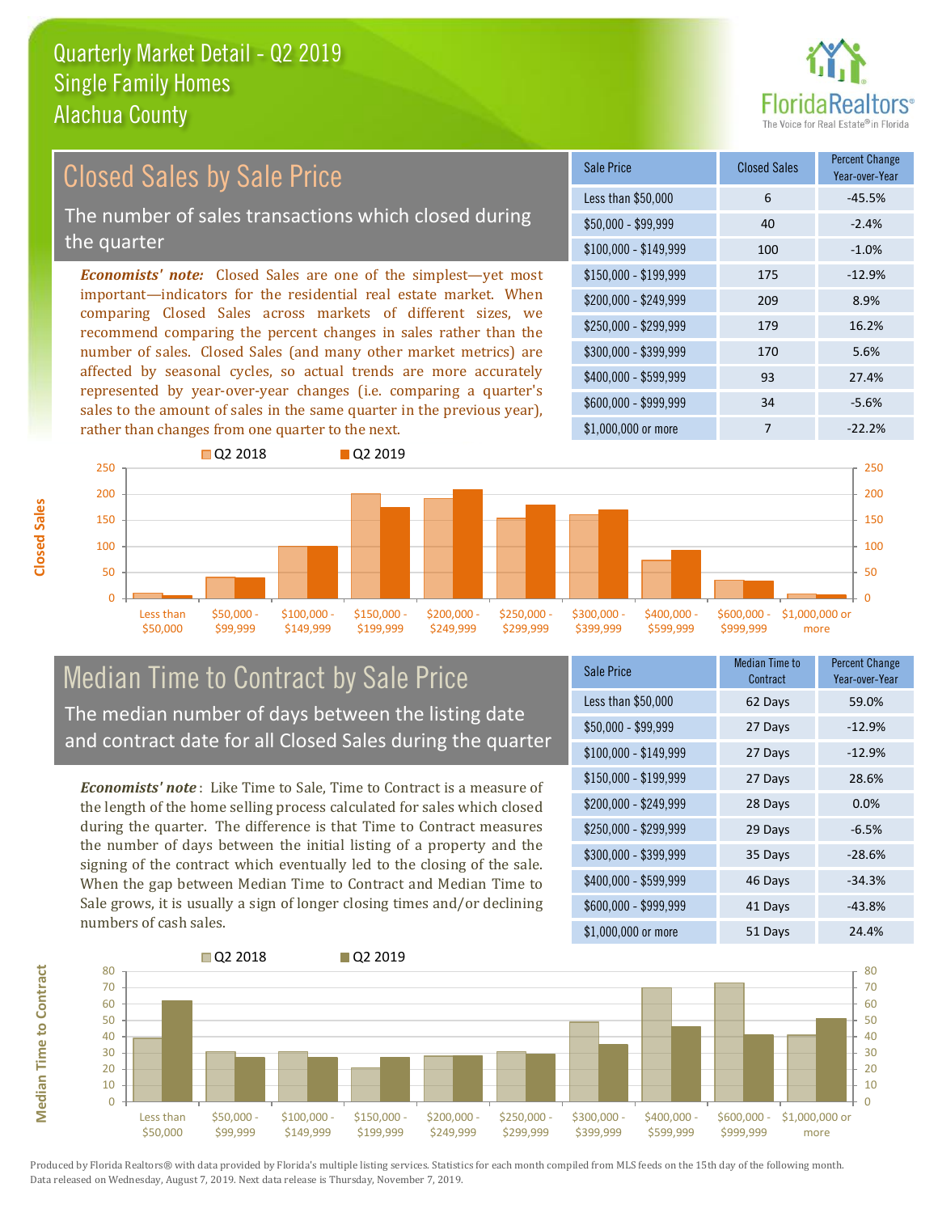# Quarterly Market Detail - Q2 2019
## Single Family Homes
## Alachua County

## Closed Sales by Sale Price

The number of sales transactions which closed during the quarter

*Economists' note:* Closed Sales are one of the simplest—yet most important—indicators for the residential real estate market. When comparing Closed Sales across markets of different sizes, we recommend comparing the percent changes in sales rather than the number of sales. Closed Sales (and many other market metrics) are affected by seasonal cycles, so actual trends are more accurately represented by year-over-year changes (i.e. comparing a quarter's sales to the amount of sales in the same quarter in the previous year), rather than changes from one quarter to the next.

| Sale Price | Closed Sales | Percent Change Year-over-Year |
|---|---|---|
| Less than $50,000 | 6 | -45.5% |
| $50,000 - $99,999 | 40 | -2.4% |
| $100,000 - $149,999 | 100 | -1.0% |
| $150,000 - $199,999 | 175 | -12.9% |
| $200,000 - $249,999 | 209 | 8.9% |
| $250,000 - $299,999 | 179 | 16.2% |
| $300,000 - $399,999 | 170 | 5.6% |
| $400,000 - $599,999 | 93 | 27.4% |
| $600,000 - $999,999 | 34 | -5.6% |
| $1,000,000 or more | 7 | -22.2% |

## Median Time to Contract by Sale Price

The median number of days between the listing date and contract date for all Closed Sales during the quarter

*Economists' note*: Like Time to Sale, Time to Contract is a measure of the length of the home selling process calculated for sales which closed during the quarter. The difference is that Time to Contract measures the number of days between the initial listing of a property and the signing of the contract which eventually led to the closing of the sale. When the gap between Median Time to Contract and Median Time to Sale grows, it is usually a sign of longer closing times and/or declining numbers of cash sales.

| Sale Price | Median Time to Contract | Percent Change Year-over-Year |
|---|---|---|
| Less than $50,000 | 62 Days | 59.0% |
| $50,000 - $99,999 | 27 Days | -12.9% |
| $100,000 - $149,999 | 27 Days | -12.9% |
| $150,000 - $199,999 | 27 Days | 28.6% |
| $200,000 - $249,999 | 28 Days | 0.0% |
| $250,000 - $299,999 | 29 Days | -6.5% |
| $300,000 - $399,999 | 35 Days | -28.6% |
| $400,000 - $599,999 | 46 Days | -34.3% |
| $600,000 - $999,999 | 41 Days | -43.8% |
| $1,000,000 or more | 51 Days | 24.4% |

Produced by Florida Realtors® with data provided by Florida's multiple listing services. Statistics for each month compiled from MLS feeds on the 15th day of the following month. Data released on Wednesday, August 7, 2019. Next data release is Thursday, November 7, 2019.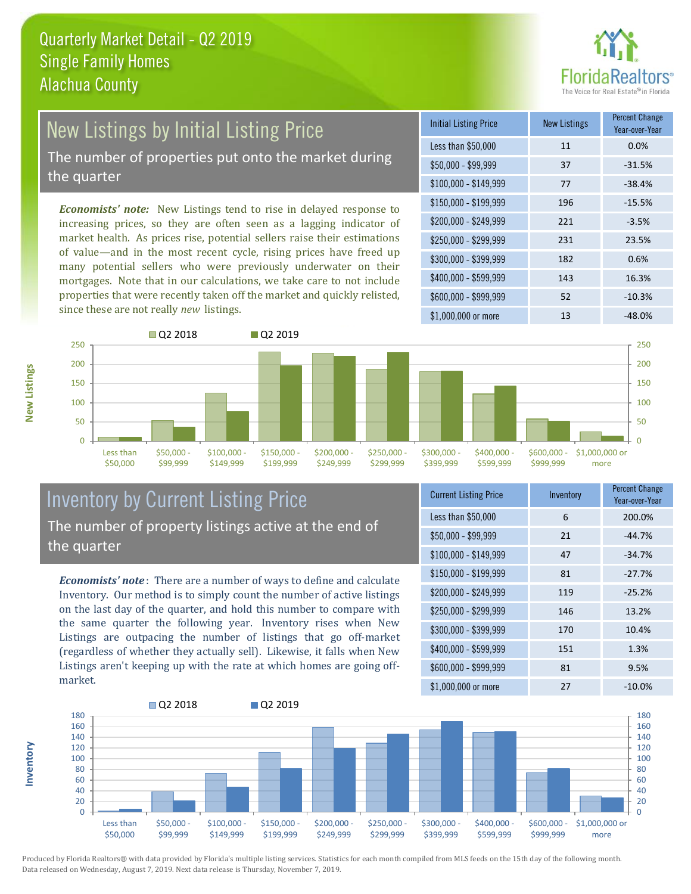# Quarterly Market Detail - Q2 2019
## Single Family Homes
## Alachua County

## New Listings by Initial Listing Price

The number of properties put onto the market during the quarter

*Economists' note:* New Listings tend to rise in delayed response to increasing prices, so they are often seen as a lagging indicator of market health. As prices rise, potential sellers raise their estimations of value—and in the most recent cycle, rising prices have freed up many potential sellers who were previously underwater on their mortgages. Note that in our calculations, we take care to not include properties that were recently taken off the market and quickly relisted, since these are not really *new* listings.

| Initial Listing Price | New Listings | Percent Change Year-over-Year |
|---|---|---|
| Less than $50,000 | 11 | 0.0% |
| $50,000 - $99,999 | 37 | -31.5% |
| $100,000 - $149,999 | 77 | -38.4% |
| $150,000 - $199,999 | 196 | -15.5% |
| $200,000 - $249,999 | 221 | -3.5% |
| $250,000 - $299,999 | 231 | 23.5% |
| $300,000 - $399,999 | 182 | 0.6% |
| $400,000 - $599,999 | 143 | 16.3% |
| $600,000 - $999,999 | 52 | -10.3% |
| $1,000,000 or more | 13 | -48.0% |

## Inventory by Current Listing Price

The number of property listings active at the end of the quarter

*Economists' note*: There are a number of ways to define and calculate Inventory. Our method is to simply count the number of active listings on the last day of the quarter, and hold this number to compare with the same quarter the following year. Inventory rises when New Listings are outpacing the number of listings that go off-market (regardless of whether they actually sell). Likewise, it falls when New Listings aren't keeping up with the rate at which homes are going off-market.

| Current Listing Price | Inventory | Percent Change Year-over-Year |
|---|---|---|
| Less than $50,000 | 6 | 200.0% |
| $50,000 - $99,999 | 21 | -44.7% |
| $100,000 - $149,999 | 47 | -34.7% |
| $150,000 - $199,999 | 81 | -27.7% |
| $200,000 - $249,999 | 119 | -25.2% |
| $250,000 - $299,999 | 146 | 13.2% |
| $300,000 - $399,999 | 170 | 10.4% |
| $400,000 - $599,999 | 151 | 1.3% |
| $600,000 - $999,999 | 81 | 9.5% |
| $1,000,000 or more | 27 | -10.0% |

Produced by Florida Realtors® with data provided by Florida's multiple listing services. Statistics for each month compiled from MLS feeds on the 15th day of the following month. Data released on Wednesday, August 7, 2019. Next data release is Thursday, November 7, 2019.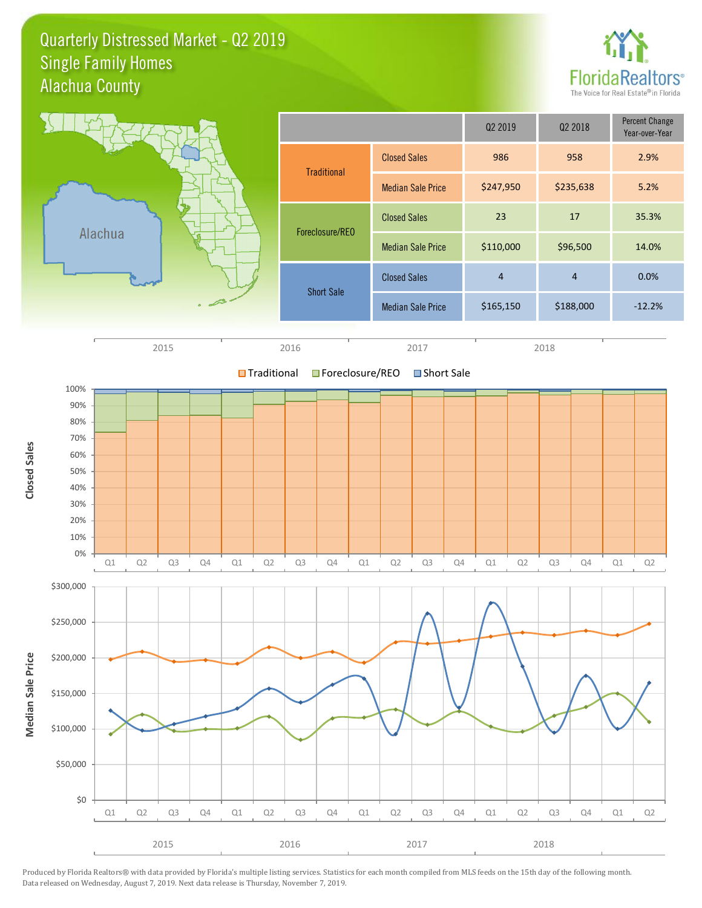# Quarterly Distressed Market - Q2 2019
## Single Family Homes
## Alachua County

| | | Q2 2019 | Q2 2018 | Percent Change Year-over-Year |
|---|---|---|---|---|
| Traditional | Closed Sales | 986 | 958 | 2.9% |
| | Median Sale Price | $247,950 | $235,638 | 5.2% |
| Foreclosure/REO | Closed Sales | 23 | 17 | 35.3% |
| | Median Sale Price | $110,000 | $96,500 | 14.0% |
| Short Sale | Closed Sales | 4 | 4 | 0.0% |
| | Median Sale Price | $165,150 | $188,000 | -12.2% |

Produced by Florida Realtors® with data provided by Florida's multiple listing services. Statistics for each month compiled from MLS feeds on the 15th day of the following month. Data released on Wednesday, August 7, 2019. Next data release is Thursday, November 7, 2019.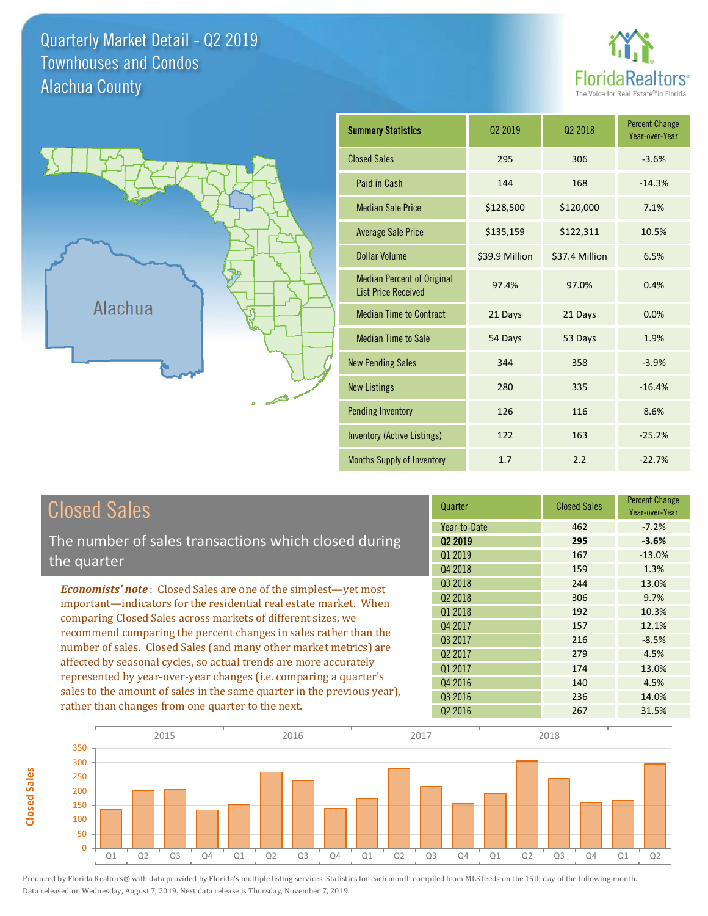# Quarterly Market Detail - Q2 2019
## Townhouses and Condos
## Alachua County

| Summary Statistics | Q2 2019 | Q2 2018 | Percent Change Year-over-Year |
|---|---|---|---|
| Closed Sales | 295 | 306 | -3.6% |
| Paid in Cash | 144 | 168 | -14.3% |
| Median Sale Price | $128,500 | $120,000 | 7.1% |
| Average Sale Price | $135,159 | $122,311 | 10.5% |
| Dollar Volume | $39.9 Million | $37.4 Million | 6.5% |
| Median Percent of Original List Price Received | 97.4% | 97.0% | 0.4% |
| Median Time to Contract | 21 Days | 21 Days | 0.0% |
| Median Time to Sale | 54 Days | 53 Days | 1.9% |
| New Pending Sales | 344 | 358 | -3.9% |
| New Listings | 280 | 335 | -16.4% |
| Pending Inventory | 126 | 116 | 8.6% |
| Inventory (Active Listings) | 122 | 163 | -25.2% |
| Months Supply of Inventory | 1.7 | 2.2 | -22.7% |

## Closed Sales

The number of sales transactions which closed during the quarter

*Economists' note*: Closed Sales are one of the simplest—yet most important—indicators for the residential real estate market. When comparing Closed Sales across markets of different sizes, we recommend comparing the percent changes in sales rather than the number of sales. Closed Sales (and many other market metrics) are affected by seasonal cycles, so actual trends are more accurately represented by year-over-year changes (i.e. comparing a quarter's sales to the amount of sales in the same quarter in the previous year), rather than changes from one quarter to the next.

| Quarter | Closed Sales | Percent Change Year-over-Year |
|---|---|---|
| Year-to-Date | 462 | -7.2% |
| **Q2 2019** | **295** | **-3.6%** |
| Q1 2019 | 167 | -13.0% |
| Q4 2018 | 159 | 1.3% |
| Q3 2018 | 244 | 13.0% |
| Q2 2018 | 306 | 9.7% |
| Q1 2018 | 192 | 10.3% |
| Q4 2017 | 157 | 12.1% |
| Q3 2017 | 216 | -8.5% |
| Q2 2017 | 279 | 4.5% |
| Q1 2017 | 174 | 13.0% |
| Q4 2016 | 140 | 4.5% |
| Q3 2016 | 236 | 14.0% |
| Q2 2016 | 267 | 31.5% |

Produced by Florida Realtors® with data provided by Florida's multiple listing services. Statistics for each month compiled from MLS feeds on the 15th day of the following month. Data released on Wednesday, August 7, 2019. Next data release is Thursday, November 7, 2019.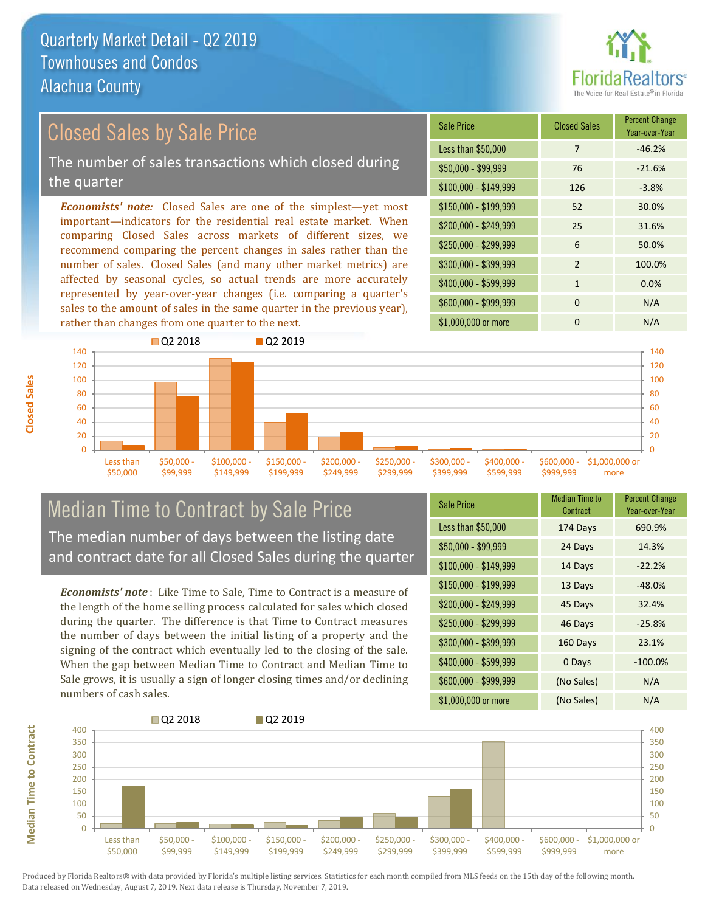# Quarterly Market Detail - Q2 2019
## Townhouses and Condos
## Alachua County

## Closed Sales by Sale Price

The number of sales transactions which closed during the quarter

*Economists' note:* Closed Sales are one of the simplest—yet most important—indicators for the residential real estate market. When comparing Closed Sales across markets of different sizes, we recommend comparing the percent changes in sales rather than the number of sales. Closed Sales (and many other market metrics) are affected by seasonal cycles, so actual trends are more accurately represented by year-over-year changes (i.e. comparing a quarter's sales to the amount of sales in the same quarter in the previous year), rather than changes from one quarter to the next.

| Sale Price | Closed Sales | Percent Change Year-over-Year |
|---|---|---|
| Less than $50,000 | 7 | -46.2% |
| $50,000 - $99,999 | 76 | -21.6% |
| $100,000 - $149,999 | 126 | -3.8% |
| $150,000 - $199,999 | 52 | 30.0% |
| $200,000 - $249,999 | 25 | 31.6% |
| $250,000 - $299,999 | 6 | 50.0% |
| $300,000 - $399,999 | 2 | 100.0% |
| $400,000 - $599,999 | 1 | 0.0% |
| $600,000 - $999,999 | 0 | N/A |
| $1,000,000 or more | 0 | N/A |

## Median Time to Contract by Sale Price

The median number of days between the listing date and contract date for all Closed Sales during the quarter

*Economists' note*: Like Time to Sale, Time to Contract is a measure of the length of the home selling process calculated for sales which closed during the quarter. The difference is that Time to Contract measures the number of days between the initial listing of a property and the signing of the contract which eventually led to the closing of the sale. When the gap between Median Time to Contract and Median Time to Sale grows, it is usually a sign of longer closing times and/or declining numbers of cash sales.

| Sale Price | Median Time to Contract | Percent Change Year-over-Year |
|---|---|---|
| Less than $50,000 | 174 Days | 690.9% |
| $50,000 - $99,999 | 24 Days | 14.3% |
| $100,000 - $149,999 | 14 Days | -22.2% |
| $150,000 - $199,999 | 13 Days | -48.0% |
| $200,000 - $249,999 | 45 Days | 32.4% |
| $250,000 - $299,999 | 46 Days | -25.8% |
| $300,000 - $399,999 | 160 Days | 23.1% |
| $400,000 - $599,999 | 0 Days | -100.0% |
| $600,000 - $999,999 | (No Sales) | N/A |
| $1,000,000 or more | (No Sales) | N/A |

Produced by Florida Realtors® with data provided by Florida's multiple listing services. Statistics for each month compiled from MLS feeds on the 15th day of the following month. Data released on Wednesday, August 7, 2019. Next data release is Thursday, November 7, 2019.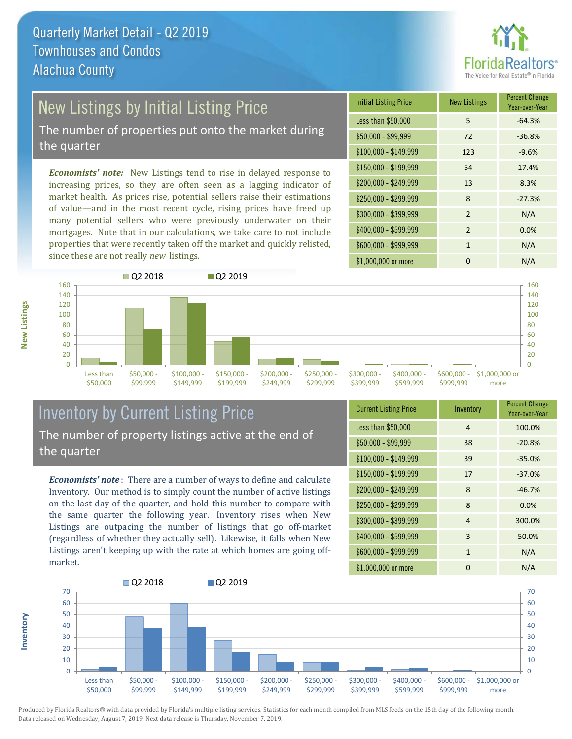# Quarterly Market Detail - Q2 2019
## Townhouses and Condos
## Alachua County

## New Listings by Initial Listing Price

The number of properties put onto the market during the quarter

*Economists' note:* New Listings tend to rise in delayed response to increasing prices, so they are often seen as a lagging indicator of market health. As prices rise, potential sellers raise their estimations of value—and in the most recent cycle, rising prices have freed up many potential sellers who were previously underwater on their mortgages. Note that in our calculations, we take care to not include properties that were recently taken off the market and quickly relisted, since these are not really *new* listings.

| Initial Listing Price | New Listings | Percent Change Year-over-Year |
|---|---|---|
| Less than $50,000 | 5 | -64.3% |
| $50,000 - $99,999 | 72 | -36.8% |
| $100,000 - $149,999 | 123 | -9.6% |
| $150,000 - $199,999 | 54 | 17.4% |
| $200,000 - $249,999 | 13 | 8.3% |
| $250,000 - $299,999 | 8 | -27.3% |
| $300,000 - $399,999 | 2 | N/A |
| $400,000 - $599,999 | 2 | 0.0% |
| $600,000 - $999,999 | 1 | N/A |
| $1,000,000 or more | 0 | N/A |

## Inventory by Current Listing Price

The number of property listings active at the end of the quarter

*Economists' note*: There are a number of ways to define and calculate Inventory. Our method is to simply count the number of active listings on the last day of the quarter, and hold this number to compare with the same quarter the following year. Inventory rises when New Listings are outpacing the number of listings that go off-market (regardless of whether they actually sell). Likewise, it falls when New Listings aren't keeping up with the rate at which homes are going off-market.

| Current Listing Price | Inventory | Percent Change Year-over-Year |
|---|---|---|
| Less than $50,000 | 4 | 100.0% |
| $50,000 - $99,999 | 38 | -20.8% |
| $100,000 - $149,999 | 39 | -35.0% |
| $150,000 - $199,999 | 17 | -37.0% |
| $200,000 - $249,999 | 8 | -46.7% |
| $250,000 - $299,999 | 8 | 0.0% |
| $300,000 - $399,999 | 4 | 300.0% |
| $400,000 - $599,999 | 3 | 50.0% |
| $600,000 - $999,999 | 1 | N/A |
| $1,000,000 or more | 0 | N/A |

Produced by Florida Realtors® with data provided by Florida's multiple listing services. Statistics for each month compiled from MLS feeds on the 15th day of the following month. Data released on Wednesday, August 7, 2019. Next data release is Thursday, November 7, 2019.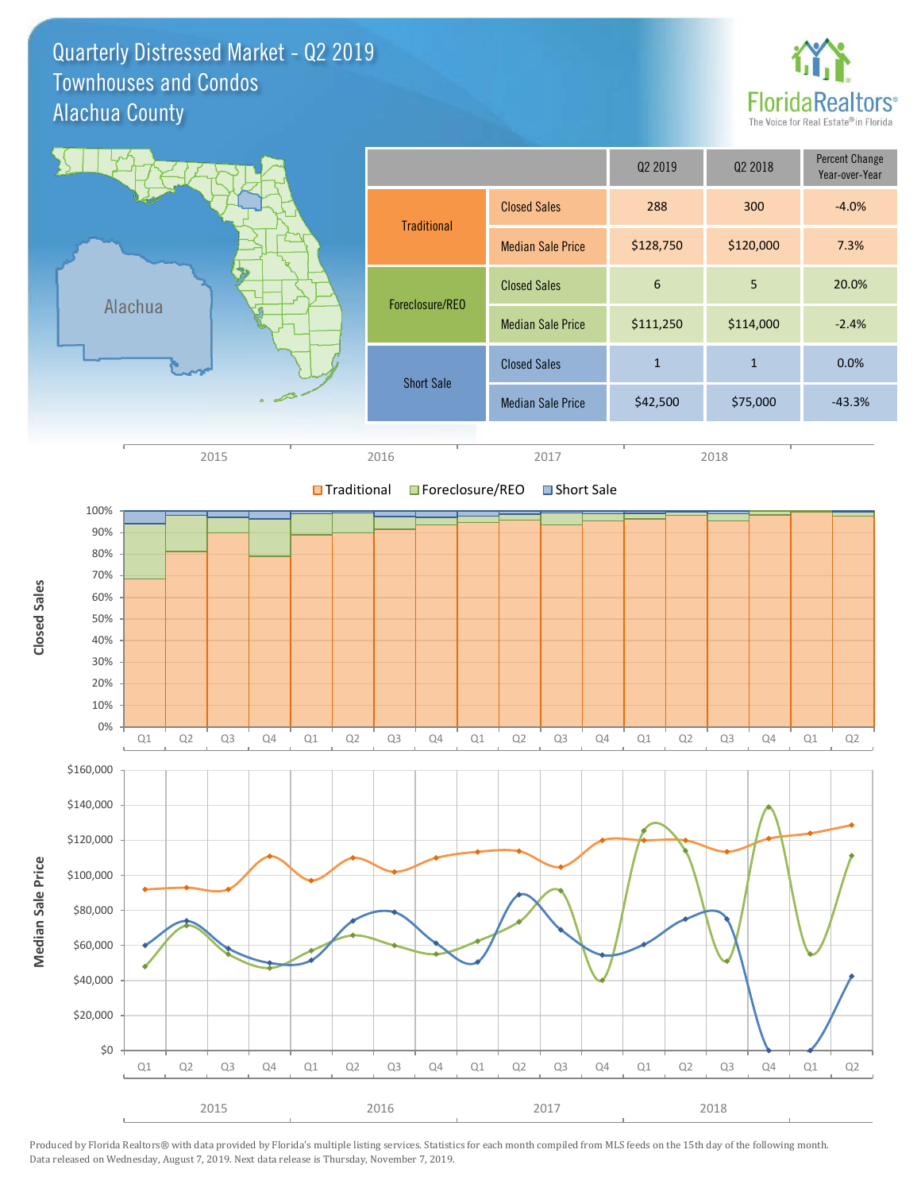# Quarterly Distressed Market - Q2 2019
## Townhouses and Condos
## Alachua County

| | | Q2 2019 | Q2 2018 | Percent Change Year-over-Year |
|---|---|---|---|---|
| Traditional | Closed Sales | 288 | 300 | -4.0% |
| | Median Sale Price | $128,750 | $120,000 | 7.3% |
| Foreclosure/REO | Closed Sales | 6 | 5 | 20.0% |
| | Median Sale Price | $111,250 | $114,000 | -2.4% |
| Short Sale | Closed Sales | 1 | 1 | 0.0% |
| | Median Sale Price | $42,500 | $75,000 | -43.3% |

Produced by Florida Realtors® with data provided by Florida's multiple listing services. Statistics for each month compiled from MLS feeds on the 15th day of the following month. Data released on Wednesday, August 7, 2019. Next data release is Thursday, November 7, 2019.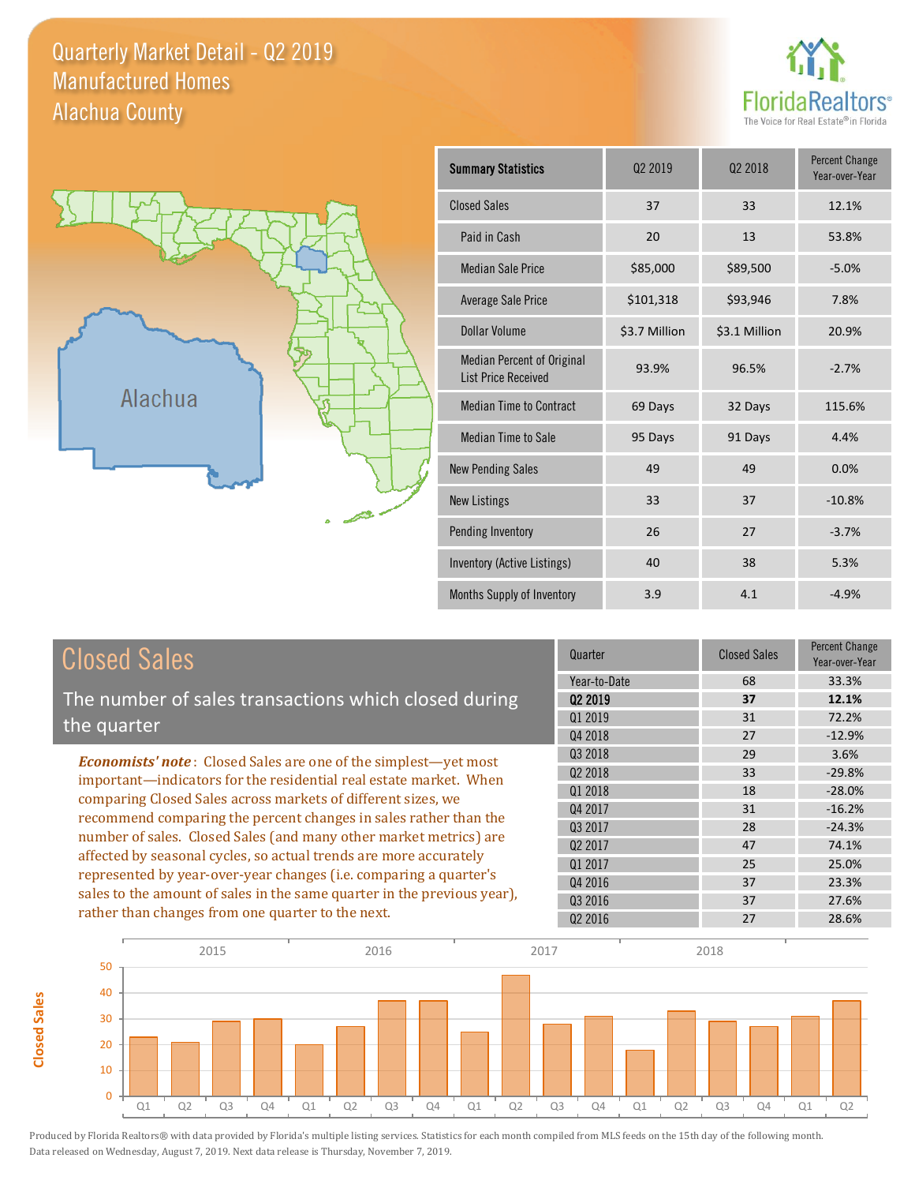# Quarterly Market Detail - Q2 2019
## Manufactured Homes
## Alachua County

FloridaRealtors® The Voice for Real Estate® in Florida

Alachua

| Summary Statistics | Q2 2019 | Q2 2018 | Percent Change Year-over-Year |
|---|---|---|---|
| Closed Sales | 37 | 33 | 12.1% |
| Paid in Cash | 20 | 13 | 53.8% |
| Median Sale Price | $85,000 | $89,500 | -5.0% |
| Average Sale Price | $101,318 | $93,946 | 7.8% |
| Dollar Volume | $3.7 Million | $3.1 Million | 20.9% |
| Median Percent of Original List Price Received | 93.9% | 96.5% | -2.7% |
| Median Time to Contract | 69 Days | 32 Days | 115.6% |
| Median Time to Sale | 95 Days | 91 Days | 4.4% |
| New Pending Sales | 49 | 49 | 0.0% |
| New Listings | 33 | 37 | -10.8% |
| Pending Inventory | 26 | 27 | -3.7% |
| Inventory (Active Listings) | 40 | 38 | 5.3% |
| Months Supply of Inventory | 3.9 | 4.1 | -4.9% |

## Closed Sales

The number of sales transactions which closed during the quarter

***Economists' note***: Closed Sales are one of the simplest—yet most important—indicators for the residential real estate market. When comparing Closed Sales across markets of different sizes, we recommend comparing the percent changes in sales rather than the number of sales. Closed Sales (and many other market metrics) are affected by seasonal cycles, so actual trends are more accurately represented by year-over-year changes (i.e. comparing a quarter's sales to the amount of sales in the same quarter in the previous year), rather than changes from one quarter to the next.

| Quarter | Closed Sales | Percent Change Year-over-Year |
|---|---|---|
| Year-to-Date | 68 | 33.3% |
| **Q2 2019** | **37** | **12.1%** |
| Q1 2019 | 31 | 72.2% |
| Q4 2018 | 27 | -12.9% |
| Q3 2018 | 29 | 3.6% |
| Q2 2018 | 33 | -29.8% |
| Q1 2018 | 18 | -28.0% |
| Q4 2017 | 31 | -16.2% |
| Q3 2017 | 28 | -24.3% |
| Q2 2017 | 47 | 74.1% |
| Q1 2017 | 25 | 25.0% |
| Q4 2016 | 37 | 23.3% |
| Q3 2016 | 37 | 27.6% |
| Q2 2016 | 27 | 28.6% |

Produced by Florida Realtors® with data provided by Florida's multiple listing services. Statistics for each month compiled from MLS feeds on the 15th day of the following month. Data released on Wednesday, August 7, 2019. Next data release is Thursday, November 7, 2019.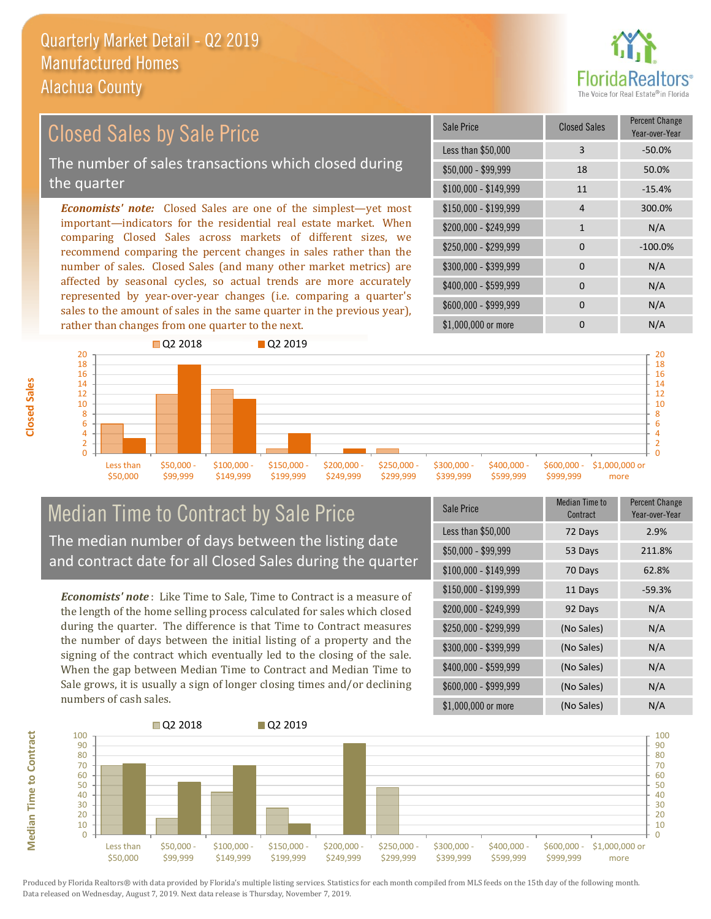Quarterly Market Detail - Q2 2019
Manufactured Homes
Alachua County

## Closed Sales by Sale Price

The number of sales transactions which closed during the quarter

***Economists' note:*** Closed Sales are one of the simplest—yet most important—indicators for the residential real estate market. When comparing Closed Sales across markets of different sizes, we recommend comparing the percent changes in sales rather than the number of sales. Closed Sales (and many other market metrics) are affected by seasonal cycles, so actual trends are more accurately represented by year-over-year changes (i.e. comparing a quarter's sales to the amount of sales in the same quarter in the previous year), rather than changes from one quarter to the next.

| Sale Price | Closed Sales | Percent Change Year-over-Year |
|---|---|---|
| Less than $50,000 | 3 | -50.0% |
| $50,000 - $99,999 | 18 | 50.0% |
| $100,000 - $149,999 | 11 | -15.4% |
| $150,000 - $199,999 | 4 | 300.0% |
| $200,000 - $249,999 | 1 | N/A |
| $250,000 - $299,999 | 0 | -100.0% |
| $300,000 - $399,999 | 0 | N/A |
| $400,000 - $599,999 | 0 | N/A |
| $600,000 - $999,999 | 0 | N/A |
| $1,000,000 or more | 0 | N/A |

## Median Time to Contract by Sale Price

The median number of days between the listing date and contract date for all Closed Sales during the quarter

***Economists' note***: Like Time to Sale, Time to Contract is a measure of the length of the home selling process calculated for sales which closed during the quarter. The difference is that Time to Contract measures the number of days between the initial listing of a property and the signing of the contract which eventually led to the closing of the sale. When the gap between Median Time to Contract and Median Time to Sale grows, it is usually a sign of longer closing times and/or declining numbers of cash sales.

| Sale Price | Median Time to Contract | Percent Change Year-over-Year |
|---|---|---|
| Less than $50,000 | 72 Days | 2.9% |
| $50,000 - $99,999 | 53 Days | 211.8% |
| $100,000 - $149,999 | 70 Days | 62.8% |
| $150,000 - $199,999 | 11 Days | -59.3% |
| $200,000 - $249,999 | 92 Days | N/A |
| $250,000 - $299,999 | (No Sales) | N/A |
| $300,000 - $399,999 | (No Sales) | N/A |
| $400,000 - $599,999 | (No Sales) | N/A |
| $600,000 - $999,999 | (No Sales) | N/A |
| $1,000,000 or more | (No Sales) | N/A |

Produced by Florida Realtors® with data provided by Florida's multiple listing services. Statistics for each month compiled from MLS feeds on the 15th day of the following month. Data released on Wednesday, August 7, 2019. Next data release is Thursday, November 7, 2019.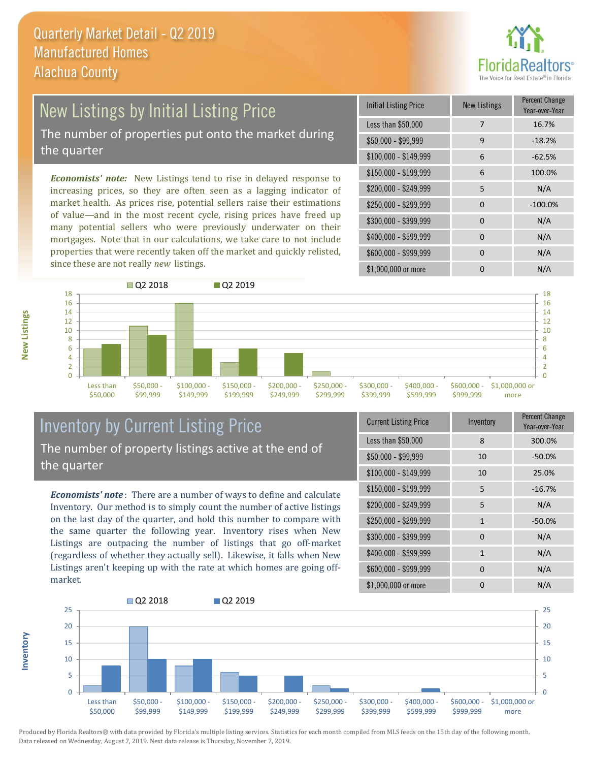# Quarterly Market Detail - Q2 2019
## Manufactured Homes
## Alachua County

## New Listings by Initial Listing Price

The number of properties put onto the market during the quarter

*Economists' note:* New Listings tend to rise in delayed response to increasing prices, so they are often seen as a lagging indicator of market health. As prices rise, potential sellers raise their estimations of value—and in the most recent cycle, rising prices have freed up many potential sellers who were previously underwater on their mortgages. Note that in our calculations, we take care to not include properties that were recently taken off the market and quickly relisted, since these are not really *new* listings.

| Initial Listing Price | New Listings | Percent Change Year-over-Year |
|---|---|---|
| Less than $50,000 | 7 | 16.7% |
| $50,000 - $99,999 | 9 | -18.2% |
| $100,000 - $149,999 | 6 | -62.5% |
| $150,000 - $199,999 | 6 | 100.0% |
| $200,000 - $249,999 | 5 | N/A |
| $250,000 - $299,999 | 0 | -100.0% |
| $300,000 - $399,999 | 0 | N/A |
| $400,000 - $599,999 | 0 | N/A |
| $600,000 - $999,999 | 0 | N/A |
| $1,000,000 or more | 0 | N/A |

## Inventory by Current Listing Price

The number of property listings active at the end of the quarter

*Economists' note*: There are a number of ways to define and calculate Inventory. Our method is to simply count the number of active listings on the last day of the quarter, and hold this number to compare with the same quarter the following year. Inventory rises when New Listings are outpacing the number of listings that go off-market (regardless of whether they actually sell). Likewise, it falls when New Listings aren't keeping up with the rate at which homes are going off-market.

| Current Listing Price | Inventory | Percent Change Year-over-Year |
|---|---|---|
| Less than $50,000 | 8 | 300.0% |
| $50,000 - $99,999 | 10 | -50.0% |
| $100,000 - $149,999 | 10 | 25.0% |
| $150,000 - $199,999 | 5 | -16.7% |
| $200,000 - $249,999 | 5 | N/A |
| $250,000 - $299,999 | 1 | -50.0% |
| $300,000 - $399,999 | 0 | N/A |
| $400,000 - $599,999 | 1 | N/A |
| $600,000 - $999,999 | 0 | N/A |
| $1,000,000 or more | 0 | N/A |

Produced by Florida Realtors® with data provided by Florida's multiple listing services. Statistics for each month compiled from MLS feeds on the 15th day of the following month. Data released on Wednesday, August 7, 2019. Next data release is Thursday, November 7, 2019.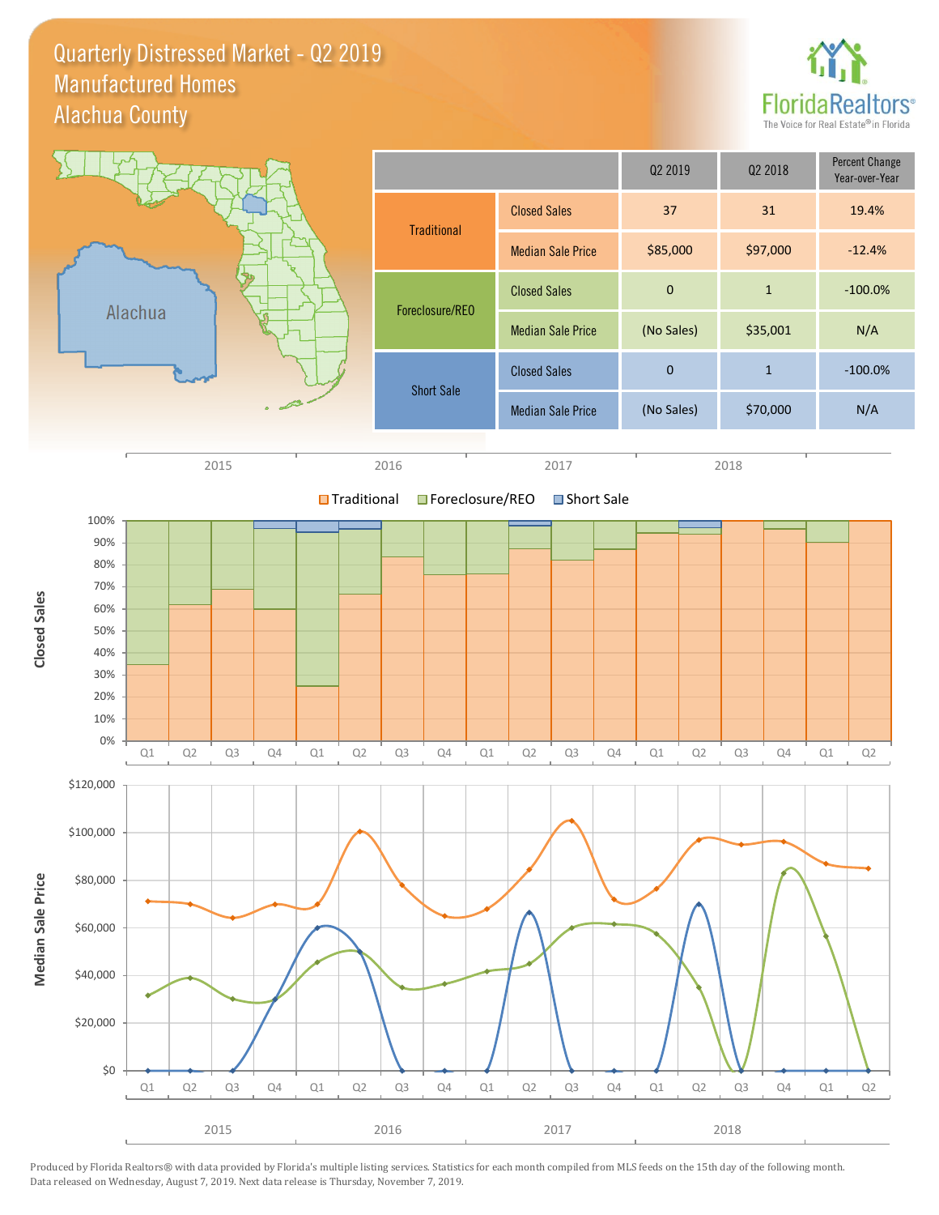# Quarterly Distressed Market - Q2 2019
## Manufactured Homes
## Alachua County

FloridaRealtors®
The Voice for Real Estate® in Florida

Alachua

| | | Q2 2019 | Q2 2018 | Percent Change Year-over-Year |
|---|---|---|---|---|
| Traditional | Closed Sales | 37 | 31 | 19.4% |
| | Median Sale Price | $85,000 | $97,000 | -12.4% |
| Foreclosure/REO | Closed Sales | 0 | 1 | -100.0% |
| | Median Sale Price | (No Sales) | $35,001 | N/A |
| Short Sale | Closed Sales | 0 | 1 | -100.0% |
| | Median Sale Price | (No Sales) | $70,000 | N/A |

2015 2016 2017 2018

Traditional  Foreclosure/REO  Short Sale

Closed Sales

100% 90% 80% 70% 60% 50% 40% 30% 20% 10% 0%

Q1 Q2 Q3 Q4 Q1 Q2 Q3 Q4 Q1 Q2 Q3 Q4 Q1 Q2 Q3 Q4 Q1 Q2

Median Sale Price

$120,000 $100,000 $80,000 $60,000 $40,000 $20,000 $0

Q1 Q2 Q3 Q4 Q1 Q2 Q3 Q4 Q1 Q2 Q3 Q4 Q1 Q2 Q3 Q4 Q1 Q2

2015 2016 2017 2018

Produced by Florida Realtors® with data provided by Florida's multiple listing services. Statistics for each month compiled from MLS feeds on the 15th day of the following month.
Data released on Wednesday, August 7, 2019. Next data release is Thursday, November 7, 2019.